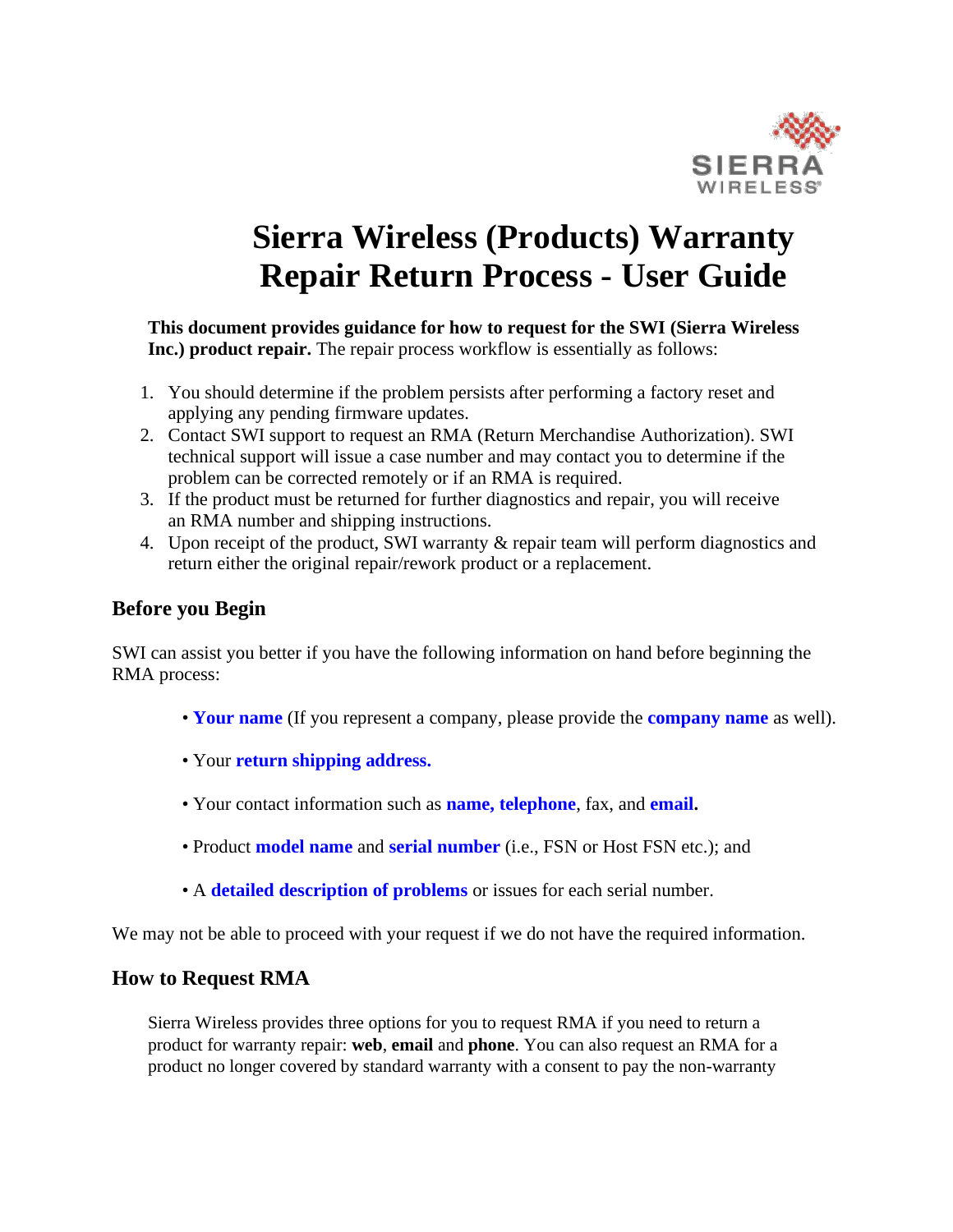# Sierra Wireless (Products) Warranty Repair Return Process - User Guide

**This document provides guidance for how to request for the SWI (Sierra Wireless Inc.) product repair.** The repair process workflow is essentially as follows:

1. You should determine if the problem persists after performing a factory reset and applying any pending firmware updates.
2. Contact SWI support to request an RMA (Return Merchandise Authorization). SWI technical support will issue a case number and may contact you to determine if the problem can be corrected remotely or if an RMA is required.
3. If the product must be returned for further diagnostics and repair, you will receive an RMA number and shipping instructions.
4. Upon receipt of the product, SWI warranty & repair team will perform diagnostics and return either the original repair/rework product or a replacement.

## Before you Begin

SWI can assist you better if you have the following information on hand before beginning the RMA process:

- **Your name** (If you represent a company, please provide the **company name** as well).
- Your **return shipping address.**
- Your contact information such as **name, telephone**, fax, and **email.**
- Product **model name** and **serial number** (i.e., FSN or Host FSN etc.); and
- A **detailed description of problems** or issues for each serial number.

We may not be able to proceed with your request if we do not have the required information.

## How to Request RMA

Sierra Wireless provides three options for you to request RMA if you need to return a product for warranty repair: **web**, **email** and **phone**. You can also request an RMA for a product no longer covered by standard warranty with a consent to pay the non-warranty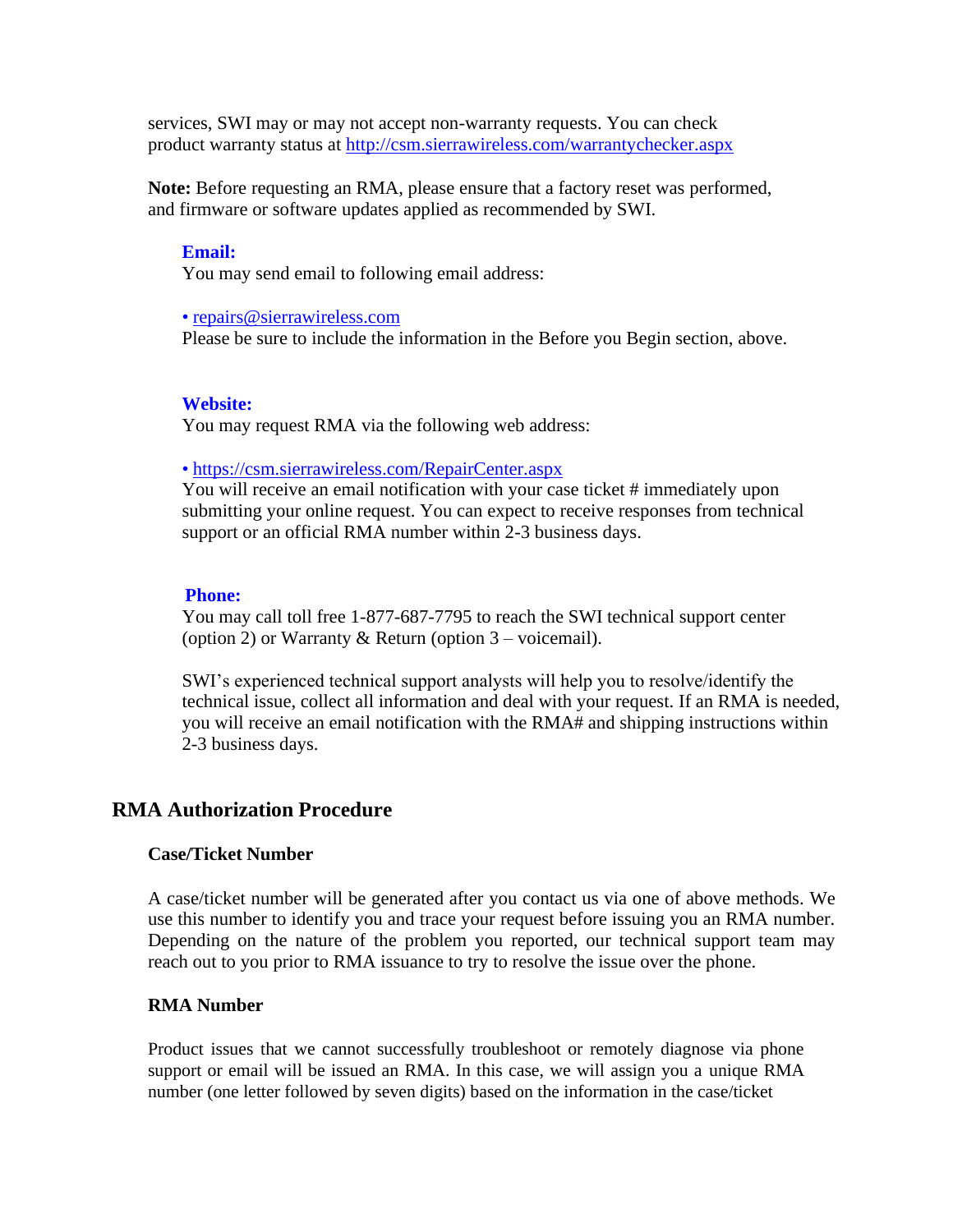services, SWI may or may not accept non-warranty requests. You can check product warranty status at [http://csm.sierrawireless.com/warrantychecker.aspx](http://csm.sierrawireless.com/warrantychecker.aspx)

**Note:** Before requesting an RMA, please ensure that a factory reset was performed, and firmware or software updates applied as recommended by SWI.

**Email:**

You may send email to following email address:

- [repairs@sierrawireless.com](mailto:repairs@sierrawireless.com)

Please be sure to include the information in the Before you Begin section, above.

**Website:**

You may request RMA via the following web address:

- [https://csm.sierrawireless.com/RepairCenter.aspx](https://csm.sierrawireless.com/RepairCenter.aspx)

You will receive an email notification with your case ticket # immediately upon submitting your online request. You can expect to receive responses from technical support or an official RMA number within 2-3 business days.

**Phone:**

You may call toll free 1-877-687-7795 to reach the SWI technical support center (option 2) or Warranty & Return (option 3 – voicemail).

SWI's experienced technical support analysts will help you to resolve/identify the technical issue, collect all information and deal with your request. If an RMA is needed, you will receive an email notification with the RMA# and shipping instructions within 2-3 business days.

## RMA Authorization Procedure

### Case/Ticket Number

A case/ticket number will be generated after you contact us via one of above methods. We use this number to identify you and trace your request before issuing you an RMA number. Depending on the nature of the problem you reported, our technical support team may reach out to you prior to RMA issuance to try to resolve the issue over the phone.

### RMA Number

Product issues that we cannot successfully troubleshoot or remotely diagnose via phone support or email will be issued an RMA. In this case, we will assign you a unique RMA number (one letter followed by seven digits) based on the information in the case/ticket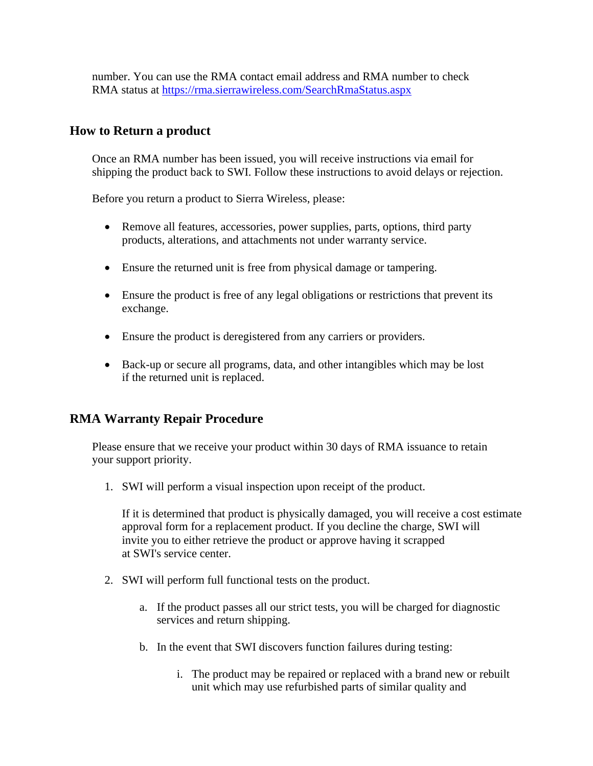number. You can use the RMA contact email address and RMA number to check RMA status at [https://rma.sierrawireless.com/SearchRmaStatus.aspx](https://rma.sierrawireless.com/SearchRmaStatus.aspx)

## How to Return a product

Once an RMA number has been issued, you will receive instructions via email for shipping the product back to SWI. Follow these instructions to avoid delays or rejection.

Before you return a product to Sierra Wireless, please:

- Remove all features, accessories, power supplies, parts, options, third party products, alterations, and attachments not under warranty service.
- Ensure the returned unit is free from physical damage or tampering.
- Ensure the product is free of any legal obligations or restrictions that prevent its exchange.
- Ensure the product is deregistered from any carriers or providers.
- Back-up or secure all programs, data, and other intangibles which may be lost if the returned unit is replaced.

## RMA Warranty Repair Procedure

Please ensure that we receive your product within 30 days of RMA issuance to retain your support priority.

1. SWI will perform a visual inspection upon receipt of the product.

   If it is determined that product is physically damaged, you will receive a cost estimate approval form for a replacement product. If you decline the charge, SWI will invite you to either retrieve the product or approve having it scrapped at SWI's service center.

2. SWI will perform full functional tests on the product.

   a. If the product passes all our strict tests, you will be charged for diagnostic services and return shipping.

   b. In the event that SWI discovers function failures during testing:

      i. The product may be repaired or replaced with a brand new or rebuilt unit which may use refurbished parts of similar quality and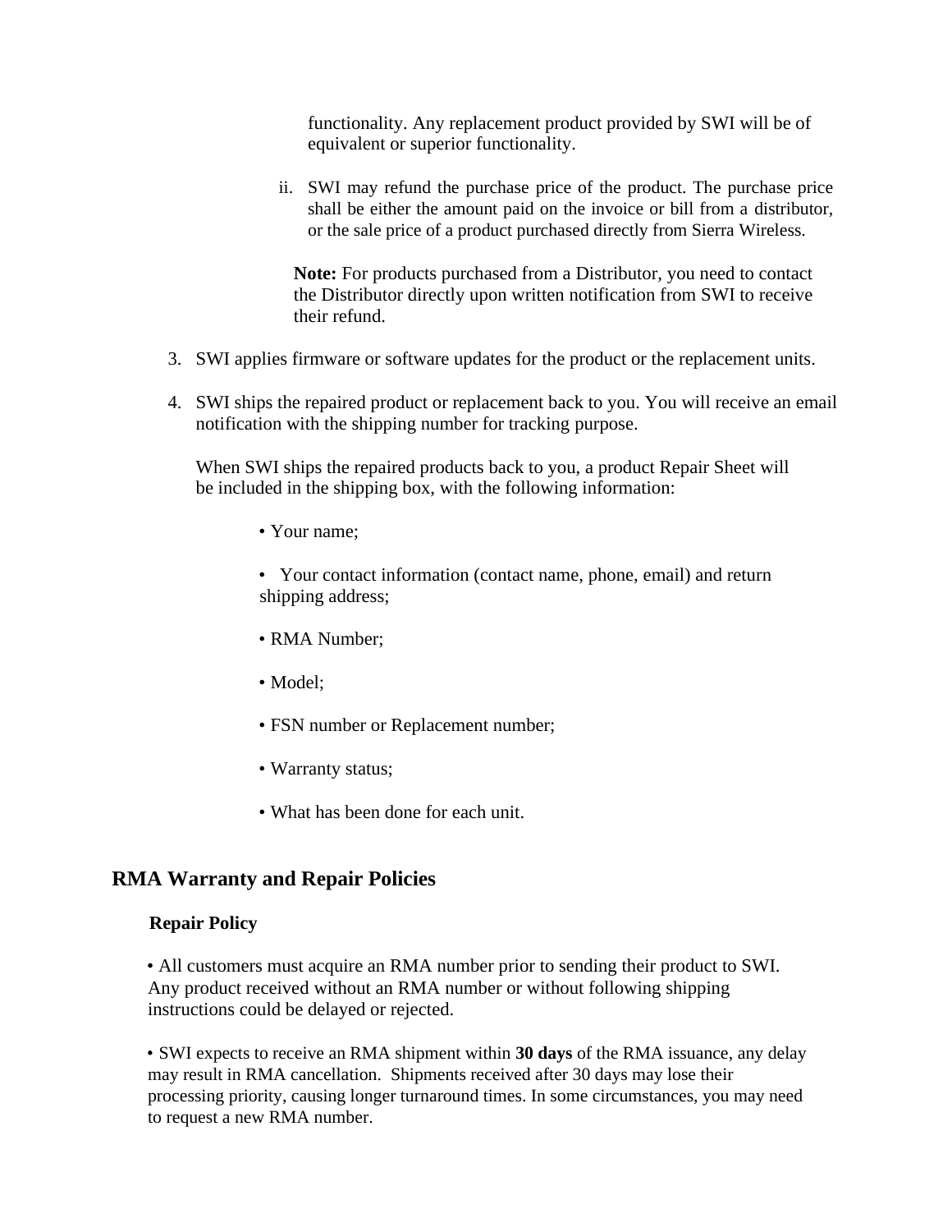functionality. Any replacement product provided by SWI will be of equivalent or superior functionality.

ii. SWI may refund the purchase price of the product. The purchase price shall be either the amount paid on the invoice or bill from a distributor, or the sale price of a product purchased directly from Sierra Wireless.

**Note:** For products purchased from a Distributor, you need to contact the Distributor directly upon written notification from SWI to receive their refund.

3. SWI applies firmware or software updates for the product or the replacement units.

4. SWI ships the repaired product or replacement back to you. You will receive an email notification with the shipping number for tracking purpose.

   When SWI ships the repaired products back to you, a product Repair Sheet will be included in the shipping box, with the following information:

   - Your name;
   - Your contact information (contact name, phone, email) and return shipping address;
   - RMA Number;
   - Model;
   - FSN number or Replacement number;
   - Warranty status;
   - What has been done for each unit.

## RMA Warranty and Repair Policies

### Repair Policy

- All customers must acquire an RMA number prior to sending their product to SWI. Any product received without an RMA number or without following shipping instructions could be delayed or rejected.

- SWI expects to receive an RMA shipment within **30 days** of the RMA issuance, any delay may result in RMA cancellation. Shipments received after 30 days may lose their processing priority, causing longer turnaround times. In some circumstances, you may need to request a new RMA number.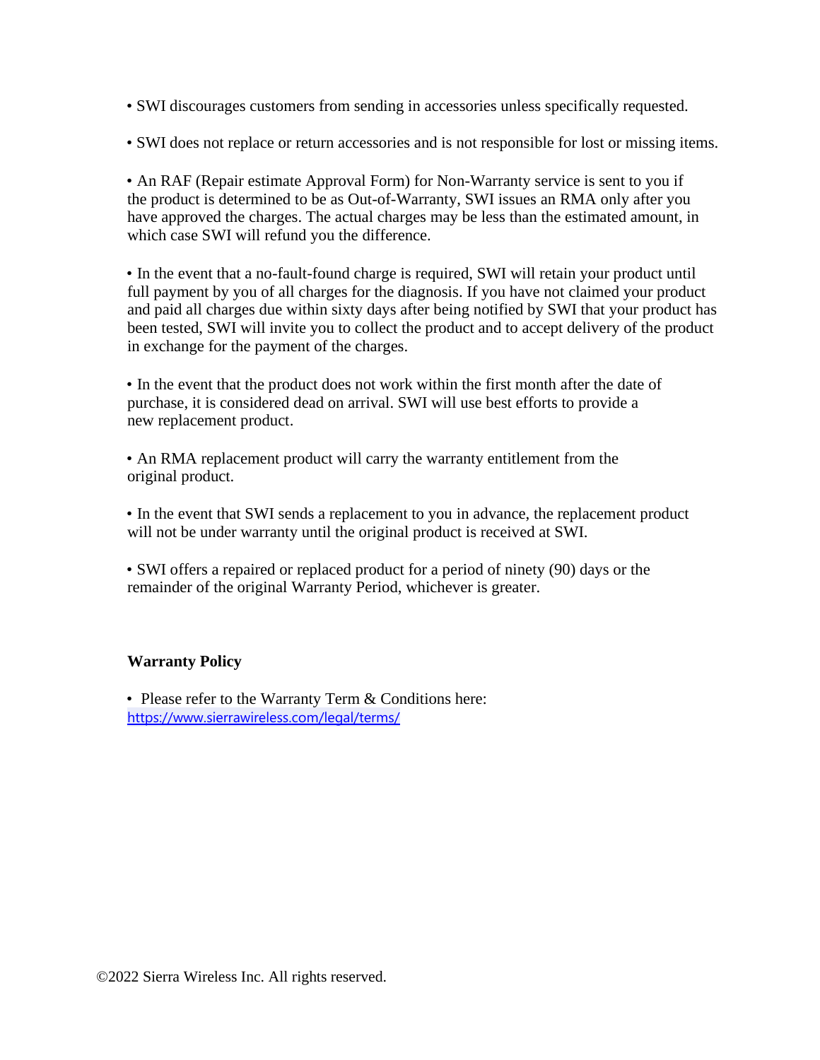- SWI discourages customers from sending in accessories unless specifically requested.

- SWI does not replace or return accessories and is not responsible for lost or missing items.

- An RAF (Repair estimate Approval Form) for Non-Warranty service is sent to you if the product is determined to be as Out-of-Warranty, SWI issues an RMA only after you have approved the charges. The actual charges may be less than the estimated amount, in which case SWI will refund you the difference.

- In the event that a no-fault-found charge is required, SWI will retain your product until full payment by you of all charges for the diagnosis. If you have not claimed your product and paid all charges due within sixty days after being notified by SWI that your product has been tested, SWI will invite you to collect the product and to accept delivery of the product in exchange for the payment of the charges.

- In the event that the product does not work within the first month after the date of purchase, it is considered dead on arrival. SWI will use best efforts to provide a new replacement product.

- An RMA replacement product will carry the warranty entitlement from the original product.

- In the event that SWI sends a replacement to you in advance, the replacement product will not be under warranty until the original product is received at SWI.

- SWI offers a repaired or replaced product for a period of ninety (90) days or the remainder of the original Warranty Period, whichever is greater.

**Warranty Policy**

- Please refer to the Warranty Term & Conditions here: https://www.sierrawireless.com/legal/terms/

©2022 Sierra Wireless Inc. All rights reserved.